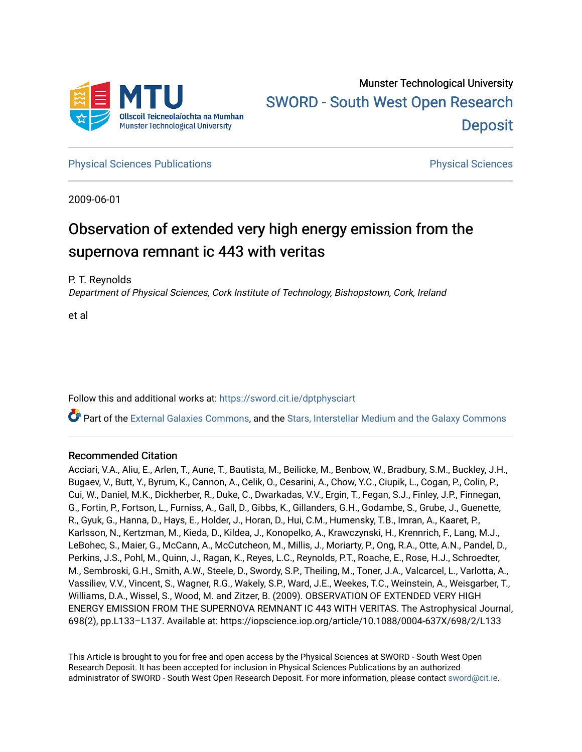Munster Technological University

SWORD - South West Open Research Deposit

Physical Sciences Publications

Physical Sciences

2009-06-01

# Observation of extended very high energy emission from the supernova remnant ic 443 with veritas

P. T. Reynolds
*Department of Physical Sciences, Cork Institute of Technology, Bishopstown, Cork, Ireland*

et al

Follow this and additional works at: https://sword.cit.ie/dptphysciart

Part of the External Galaxies Commons, and the Stars, Interstellar Medium and the Galaxy Commons

## Recommended Citation

Acciari, V.A., Aliu, E., Arlen, T., Aune, T., Bautista, M., Beilicke, M., Benbow, W., Bradbury, S.M., Buckley, J.H., Bugaev, V., Butt, Y., Byrum, K., Cannon, A., Celik, O., Cesarini, A., Chow, Y.C., Ciupik, L., Cogan, P., Colin, P., Cui, W., Daniel, M.K., Dickherber, R., Duke, C., Dwarkadas, V.V., Ergin, T., Fegan, S.J., Finley, J.P., Finnegan, G., Fortin, P., Fortson, L., Furniss, A., Gall, D., Gibbs, K., Gillanders, G.H., Godambe, S., Grube, J., Guenette, R., Gyuk, G., Hanna, D., Hays, E., Holder, J., Horan, D., Hui, C.M., Humensky, T.B., Imran, A., Kaaret, P., Karlsson, N., Kertzman, M., Kieda, D., Kildea, J., Konopelko, A., Krawczynski, H., Krennrich, F., Lang, M.J., LeBohec, S., Maier, G., McCann, A., McCutcheon, M., Millis, J., Moriarty, P., Ong, R.A., Otte, A.N., Pandel, D., Perkins, J.S., Pohl, M., Quinn, J., Ragan, K., Reyes, L.C., Reynolds, P.T., Roache, E., Rose, H.J., Schroedter, M., Sembroski, G.H., Smith, A.W., Steele, D., Swordy, S.P., Theiling, M., Toner, J.A., Valcarcel, L., Varlotta, A., Vassiliev, V.V., Vincent, S., Wagner, R.G., Wakely, S.P., Ward, J.E., Weekes, T.C., Weinstein, A., Weisgarber, T., Williams, D.A., Wissel, S., Wood, M. and Zitzer, B. (2009). OBSERVATION OF EXTENDED VERY HIGH ENERGY EMISSION FROM THE SUPERNOVA REMNANT IC 443 WITH VERITAS. The Astrophysical Journal, 698(2), pp.L133–L137. Available at: https://iopscience.iop.org/article/10.1088/0004-637X/698/2/L133

This Article is brought to you for free and open access by the Physical Sciences at SWORD - South West Open Research Deposit. It has been accepted for inclusion in Physical Sciences Publications by an authorized administrator of SWORD - South West Open Research Deposit. For more information, please contact sword@cit.ie.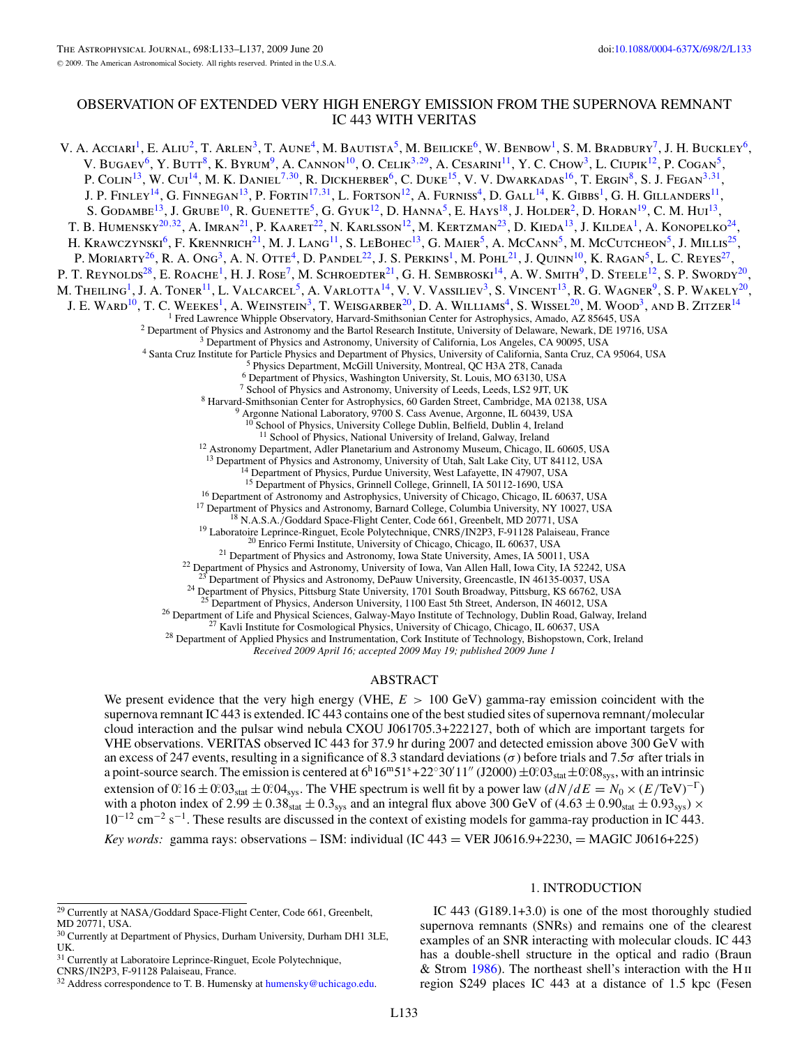# OBSERVATION OF EXTENDED VERY HIGH ENERGY EMISSION FROM THE SUPERNOVA REMNANT IC 443 WITH VERITAS

V. A. Acciari[1], E. Aliu[2], T. Arlen[3], T. Aune[4], M. Bautista[5], M. Beilicke[6], W. Benbow[1], S. M. Bradbury[7], J. H. Buckley[6], V. Bugaev[6], Y. Butt[8], K. Byrum[9], A. Cannon[10], O. Celik[3,29], A. Cesarini[11], Y. C. Chow[3], L. Ciupik[12], P. Cogan[5], P. Colin[13], W. Cui[14], M. K. Daniel[7,30], R. Dickherber[6], C. Duke[15], V. V. Dwarkadas[16], T. Ergin[8], S. J. Fegan[3,31], J. P. Finley[14], G. Finnegan[13], P. Fortin[17,31], L. Fortson[12], A. Furniss[4], D. Gall[14], K. Gibbs[1], G. H. Gillanders[11], S. Godambe[13], J. Grube[10], R. Guenette[5], G. Gyuk[12], D. Hanna[5], E. Hays[18], J. Holder[2], D. Horan[19], C. M. Hui[13], T. B. Humensky[20,32], A. Imran[21], P. Kaaret[22], N. Karlsson[12], M. Kertzman[23], D. Kieda[13], J. Kildea[1], A. Konopelko[24], H. Krawczynski[6], F. Krennrich[21], M. J. Lang[11], S. LeBohec[13], G. Maier[5], A. McCann[5], M. McCutcheon[5], J. Millis[25], P. Moriarty[26], R. A. Ong[3], A. N. Otte[4], D. Pandel[22], J. S. Perkins[1], M. Pohl[21], J. Quinn[10], K. Ragan[5], L. C. Reyes[27], P. T. Reynolds[28], E. Roache[1], H. J. Rose[7], M. Schroedter[21], G. H. Sembroski[14], A. W. Smith[9], D. Steele[12], S. P. Swordy[20], M. Theiling[1], J. A. Toner[11], L. Valcarcel[5], A. Varlotta[14], V. V. Vassiliev[3], S. Vincent[13], R. G. Wagner[9], S. P. Wakely[20], J. E. Ward[10], T. C. Weekes[1], A. Weinstein[3], T. Weisgarber[20], D. A. Williams[4], S. Wissel[20], M. Wood[3], and B. Zitzer[14]

[1] Fred Lawrence Whipple Observatory, Harvard-Smithsonian Center for Astrophysics, Amado, AZ 85645, USA
[2] Department of Physics and Astronomy and the Bartol Research Institute, University of Delaware, Newark, DE 19716, USA
[3] Department of Physics and Astronomy, University of California, Los Angeles, CA 90095, USA
[4] Santa Cruz Institute for Particle Physics and Department of Physics, University of California, Santa Cruz, CA 95064, USA
[5] Physics Department, McGill University, Montreal, QC H3A 2T8, Canada
[6] Department of Physics, Washington University, St. Louis, MO 63130, USA
[7] School of Physics and Astronomy, University of Leeds, Leeds, LS2 9JT, UK
[8] Harvard-Smithsonian Center for Astrophysics, 60 Garden Street, Cambridge, MA 02138, USA
[9] Argonne National Laboratory, 9700 S. Cass Avenue, Argonne, IL 60439, USA
[10] School of Physics, University College Dublin, Belfield, Dublin 4, Ireland
[11] School of Physics, National University of Ireland, Galway, Ireland
[12] Astronomy Department, Adler Planetarium and Astronomy Museum, Chicago, IL 60605, USA
[13] Department of Physics and Astronomy, University of Utah, Salt Lake City, UT 84112, USA
[14] Department of Physics, Purdue University, West Lafayette, IN 47907, USA
[15] Department of Physics, Grinnell College, Grinnell, IA 50112-1690, USA
[16] Department of Astronomy and Astrophysics, University of Chicago, Chicago, IL 60637, USA
[17] Department of Physics and Astronomy, Barnard College, Columbia University, NY 10027, USA
[18] N.A.S.A./Goddard Space-Flight Center, Code 661, Greenbelt, MD 20771, USA
[19] Laboratoire Leprince-Ringuet, Ecole Polytechnique, CNRS/IN2P3, F-91128 Palaiseau, France
[20] Enrico Fermi Institute, University of Chicago, Chicago, IL 60637, USA
[21] Department of Physics and Astronomy, Iowa State University, Ames, IA 50011, USA
[22] Department of Physics and Astronomy, University of Iowa, Van Allen Hall, Iowa City, IA 52242, USA
[23] Department of Physics and Astronomy, DePauw University, Greencastle, IN 46135-0037, USA
[24] Department of Physics, Pittsburg State University, 1701 South Broadway, Pittsburg, KS 66762, USA
[25] Department of Physics, Anderson University, 1100 East 5th Street, Anderson, IN 46012, USA
[26] Department of Life and Physical Sciences, Galway-Mayo Institute of Technology, Dublin Road, Galway, Ireland
[27] Kavli Institute for Cosmological Physics, University of Chicago, Chicago, IL 60637, USA
[28] Department of Applied Physics and Instrumentation, Cork Institute of Technology, Bishopstown, Cork, Ireland

*Received 2009 April 16; accepted 2009 May 19; published 2009 June 1*

## ABSTRACT

We present evidence that the very high energy (VHE, $E > 100$ GeV) gamma-ray emission coincident with the supernova remnant IC 443 is extended. IC 443 contains one of the best studied sites of supernova remnant/molecular cloud interaction and the pulsar wind nebula CXOU J061705.3+222127, both of which are important targets for VHE observations. VERITAS observed IC 443 for 37.9 hr during 2007 and detected emission above 300 GeV with an excess of 247 events, resulting in a significance of 8.3 standard deviations ($\sigma$) before trials and 7.5$\sigma$ after trials in a point-source search. The emission is centered at $6^{\rm h}16^{\rm m}51^{\rm s}+22^\circ30'11''$ (J2000) $\pm 0.^\circ03_{\rm stat} \pm 0.^\circ08_{\rm sys}$, with an intrinsic extension of $0.^\circ16 \pm 0.^\circ03_{\rm stat} \pm 0.^\circ04_{\rm sys}$. The VHE spectrum is well fit by a power law ($dN/dE = N_0 \times (E/\mathrm{TeV})^{-\Gamma}$) with a photon index of $2.99 \pm 0.38_{\rm stat} \pm 0.3_{\rm sys}$ and an integral flux above 300 GeV of $(4.63 \pm 0.90_{\rm stat} \pm 0.93_{\rm sys}) \times 10^{-12}$ cm$^{-2}$ s$^{-1}$. These results are discussed in the context of existing models for gamma-ray production in IC 443.

*Key words:* gamma rays: observations – ISM: individual (IC 443 = VER J0616.9+2230, = MAGIC J0616+225)

## 1. INTRODUCTION

IC 443 (G189.1+3.0) is one of the most thoroughly studied supernova remnants (SNRs) and remains one of the clearest examples of an SNR interacting with molecular clouds. IC 443 has a double-shell structure in the optical and radio (Braun & Strom 1986). The northeast shell's interaction with the H II region S249 places IC 443 at a distance of 1.5 kpc (Fesen

[29] Currently at NASA/Goddard Space-Flight Center, Code 661, Greenbelt, MD 20771, USA.

[30] Currently at Department of Physics, Durham University, Durham DH1 3LE, UK.

[31] Currently at Laboratoire Leprince-Ringuet, Ecole Polytechnique, CNRS/IN2P3, F-91128 Palaiseau, France.

[32] Address correspondence to T. B. Humensky at humensky@uchicago.edu.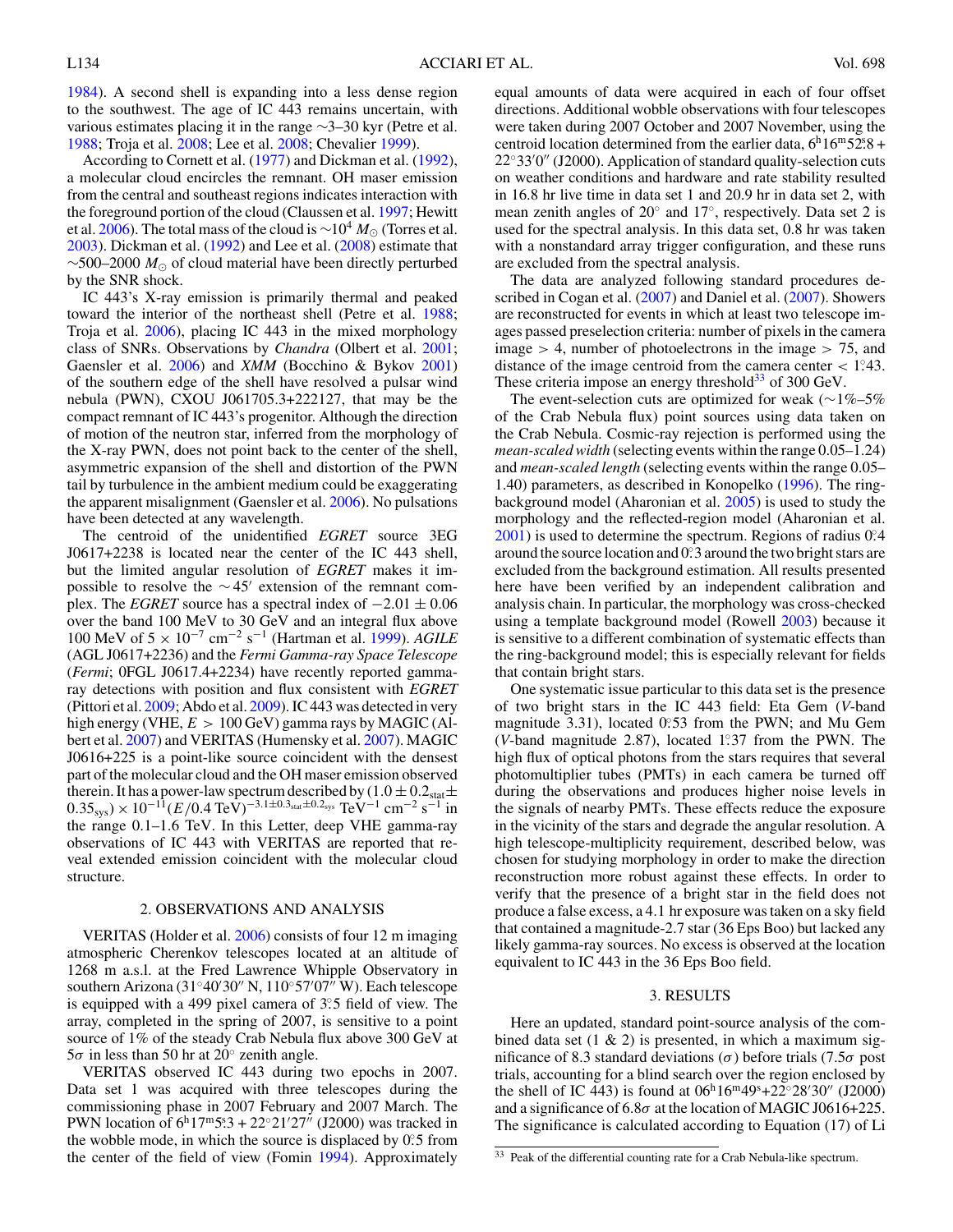1984). A second shell is expanding into a less dense region to the southwest. The age of IC 443 remains uncertain, with various estimates placing it in the range ∼3–30 kyr (Petre et al. 1988; Troja et al. 2008; Lee et al. 2008; Chevalier 1999).

According to Cornett et al. (1977) and Dickman et al. (1992), a molecular cloud encircles the remnant. OH maser emission from the central and southeast regions indicates interaction with the foreground portion of the cloud (Claussen et al. 1997; Hewitt et al. 2006). The total mass of the cloud is $\sim 10^4\, M_\odot$ (Torres et al. 2003). Dickman et al. (1992) and Lee et al. (2008) estimate that $\sim 500$–$2000\, M_\odot$ of cloud material have been directly perturbed by the SNR shock.

IC 443's X-ray emission is primarily thermal and peaked toward the interior of the northeast shell (Petre et al. 1988; Troja et al. 2006), placing IC 443 in the mixed morphology class of SNRs. Observations by *Chandra* (Olbert et al. 2001; Gaensler et al. 2006) and *XMM* (Bocchino & Bykov 2001) of the southern edge of the shell have resolved a pulsar wind nebula (PWN), CXOU J061705.3+222127, that may be the compact remnant of IC 443's progenitor. Although the direction of motion of the neutron star, inferred from the morphology of the X-ray PWN, does not point back to the center of the shell, asymmetric expansion of the shell and distortion of the PWN tail by turbulence in the ambient medium could be exaggerating the apparent misalignment (Gaensler et al. 2006). No pulsations have been detected at any wavelength.

The centroid of the unidentified *EGRET* source 3EG J0617+2238 is located near the center of the IC 443 shell, but the limited angular resolution of *EGRET* makes it impossible to resolve the $\sim 45'$ extension of the remnant complex. The *EGRET* source has a spectral index of $-2.01 \pm 0.06$ over the band 100 MeV to 30 GeV and an integral flux above 100 MeV of $5 \times 10^{-7}$ cm$^{-2}$ s$^{-1}$ (Hartman et al. 1999). *AGILE* (AGL J0617+2236) and the *Fermi Gamma-ray Space Telescope* (*Fermi*; 0FGL J0617.4+2234) have recently reported gamma-ray detections with position and flux consistent with *EGRET* (Pittori et al. 2009; Abdo et al. 2009). IC 443 was detected in very high energy (VHE, $E > 100$ GeV) gamma rays by MAGIC (Albert et al. 2007) and VERITAS (Humensky et al. 2007). MAGIC J0616+225 is a point-like source coincident with the densest part of the molecular cloud and the OH maser emission observed therein. It has a power-law spectrum described by $(1.0 \pm 0.2_{\rm stat} \pm 0.35_{\rm sys}) \times 10^{-11} (E/0.4\ {\rm TeV})^{-3.1 \pm 0.3_{\rm stat} \pm 0.2_{\rm sys}}$ TeV$^{-1}$ cm$^{-2}$ s$^{-1}$ in the range 0.1–1.6 TeV. In this Letter, deep VHE gamma-ray observations of IC 443 with VERITAS are reported that reveal extended emission coincident with the molecular cloud structure.

## 2. OBSERVATIONS AND ANALYSIS

VERITAS (Holder et al. 2006) consists of four 12 m imaging atmospheric Cherenkov telescopes located at an altitude of 1268 m a.s.l. at the Fred Lawrence Whipple Observatory in southern Arizona (31°40′30″ N, 110°57′07″ W). Each telescope is equipped with a 499 pixel camera of 3°.5 field of view. The array, completed in the spring of 2007, is sensitive to a point source of 1% of the steady Crab Nebula flux above 300 GeV at $5\sigma$ in less than 50 hr at 20° zenith angle.

VERITAS observed IC 443 during two epochs in 2007. Data set 1 was acquired with three telescopes during the commissioning phase in 2007 February and 2007 March. The PWN location of $6^{\rm h}17^{\rm m}5^{\rm s}.3 + 22°21'27''$ (J2000) was tracked in the wobble mode, in which the source is displaced by 0°.5 from the center of the field of view (Fomin 1994). Approximately equal amounts of data were acquired in each of four offset directions. Additional wobble observations with four telescopes were taken during 2007 October and 2007 November, using the centroid location determined from the earlier data, $6^{\rm h}16^{\rm m}52^{\rm s}.8 + 22°33'0''$ (J2000). Application of standard quality-selection cuts on weather conditions and hardware and rate stability resulted in 16.8 hr live time in data set 1 and 20.9 hr in data set 2, with mean zenith angles of 20° and 17°, respectively. Data set 2 is used for the spectral analysis. In this data set, 0.8 hr was taken with a nonstandard array trigger configuration, and these runs are excluded from the spectral analysis.

The data are analyzed following standard procedures described in Cogan et al. (2007) and Daniel et al. (2007). Showers are reconstructed for events in which at least two telescope images passed preselection criteria: number of pixels in the camera image > 4, number of photoelectrons in the image > 75, and distance of the image centroid from the camera center < 1°.43. These criteria impose an energy threshold[33] of 300 GeV.

The event-selection cuts are optimized for weak (∼1%–5% of the Crab Nebula flux) point sources using data taken on the Crab Nebula. Cosmic-ray rejection is performed using the *mean-scaled width* (selecting events within the range 0.05–1.24) and *mean-scaled length* (selecting events within the range 0.05–1.40) parameters, as described in Konopelko (1996). The ring-background model (Aharonian et al. 2005) is used to study the morphology and the reflected-region model (Aharonian et al. 2001) is used to determine the spectrum. Regions of radius 0°.4 around the source location and 0°.3 around the two bright stars are excluded from the background estimation. All results presented here have been verified by an independent calibration and analysis chain. In particular, the morphology was cross-checked using a template background model (Rowell 2003) because it is sensitive to a different combination of systematic effects than the ring-background model; this is especially relevant for fields that contain bright stars.

One systematic issue particular to this data set is the presence of two bright stars in the IC 443 field: Eta Gem (*V*-band magnitude 3.31), located 0°.53 from the PWN; and Mu Gem (*V*-band magnitude 2.87), located 1°.37 from the PWN. The high flux of optical photons from the stars requires that several photomultiplier tubes (PMTs) in each camera be turned off during the observations and produces higher noise levels in the signals of nearby PMTs. These effects reduce the exposure in the vicinity of the stars and degrade the angular resolution. A high telescope-multiplicity requirement, described below, was chosen for studying morphology in order to make the direction reconstruction more robust against these effects. In order to verify that the presence of a bright star in the field does not produce a false excess, a 4.1 hr exposure was taken on a sky field that contained a magnitude-2.7 star (36 Eps Boo) but lacked any likely gamma-ray sources. No excess is observed at the location equivalent to IC 443 in the 36 Eps Boo field.

## 3. RESULTS

Here an updated, standard point-source analysis of the combined data set (1 & 2) is presented, in which a maximum significance of 8.3 standard deviations ($\sigma$) before trials ($7.5\sigma$ post trials, accounting for a blind search over the region enclosed by the shell of IC 443) is found at $06^{\rm h}16^{\rm m}49^{\rm s} + 22°28'30''$ (J2000) and a significance of $6.8\sigma$ at the location of MAGIC J0616+225. The significance is calculated according to Equation (17) of Li

[33] Peak of the differential counting rate for a Crab Nebula-like spectrum.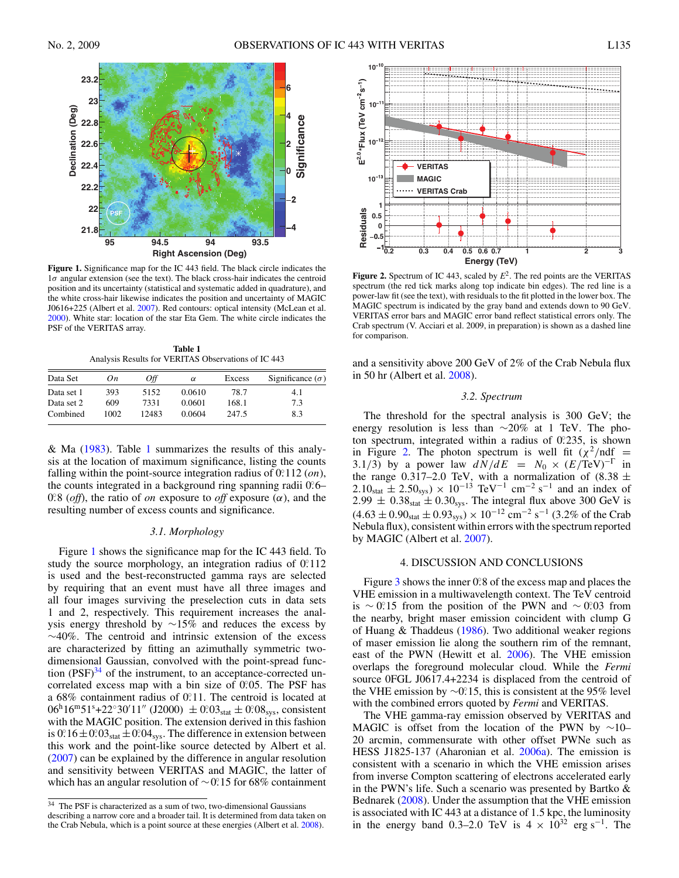**Figure 1.** Significance map for the IC 443 field. The black circle indicates the $1\sigma$ angular extension (see the text). The black cross-hair indicates the centroid position and its uncertainty (statistical and systematic added in quadrature), and the white cross-hair likewise indicates the position and uncertainty of MAGIC J0616+225 (Albert et al. 2007). Red contours: optical intensity (McLean et al. 2000). White star: location of the star Eta Gem. The white circle indicates the PSF of the VERITAS array.

**Table 1**
Analysis Results for VERITAS Observations of IC 443

| Data Set | *On* | *Off* | $\alpha$ | Excess | Significance ($\sigma$) |
|---|---|---|---|---|---|
| Data set 1 | 393 | 5152 | 0.0610 | 78.7 | 4.1 |
| Data set 2 | 609 | 7331 | 0.0601 | 168.1 | 7.3 |
| Combined | 1002 | 12483 | 0.0604 | 247.5 | 8.3 |

& Ma (1983). Table 1 summarizes the results of this analysis at the location of maximum significance, listing the counts falling within the point-source integration radius of 0°.112 (*on*), the counts integrated in a background ring spanning radii 0°.6–0°.8 (*off*), the ratio of *on* exposure to *off* exposure ($\alpha$), and the resulting number of excess counts and significance.

### 3.1. Morphology

Figure 1 shows the significance map for the IC 443 field. To study the source morphology, an integration radius of 0°.112 is used and the best-reconstructed gamma rays are selected by requiring that an event must have all three images and all four images surviving the preselection cuts in data sets 1 and 2, respectively. This requirement increases the analysis energy threshold by ~15% and reduces the excess by ~40%. The centroid and intrinsic extension of the excess are characterized by fitting an azimuthally symmetric two-dimensional Gaussian, convolved with the point-spread function (PSF)[34] of the instrument, to an acceptance-corrected uncorrelated excess map with a bin size of 0°.05. The PSF has a 68% containment radius of 0°.11. The centroid is located at $06^{h}16^{m}51^{s}+22°30'11''$ (J2000) $\pm$ 0°.03$_{\rm stat}$ $\pm$ 0°.08$_{\rm sys}$, consistent with the MAGIC position. The extension derived in this fashion is 0°.16 $\pm$ 0°.03$_{\rm stat}$ $\pm$ 0°.04$_{\rm sys}$. The difference in extension between this work and the point-like source detected by Albert et al. (2007) can be explained by the difference in angular resolution and sensitivity between VERITAS and MAGIC, the latter of which has an angular resolution of ~0°.15 for 68% containment

[34] The PSF is characterized as a sum of two, two-dimensional Gaussians describing a narrow core and a broader tail. It is determined from data taken on the Crab Nebula, which is a point source at these energies (Albert et al. 2008).

**Figure 2.** Spectrum of IC 443, scaled by $E^2$. The red points are the VERITAS spectrum (the red tick marks along top indicate bin edges). The red line is a power-law fit (see the text), with residuals to the fit plotted in the lower box. The MAGIC spectrum is indicated by the gray band and extends down to 90 GeV. VERITAS error bars and MAGIC error band reflect statistical errors only. The Crab spectrum (V. Acciari et al. 2009, in preparation) is shown as a dashed line for comparison.

and a sensitivity above 200 GeV of 2% of the Crab Nebula flux in 50 hr (Albert et al. 2008).

### 3.2. Spectrum

The threshold for the spectral analysis is 300 GeV; the energy resolution is less than ~20% at 1 TeV. The photon spectrum, integrated within a radius of 0°.235, is shown in Figure 2. The photon spectrum is well fit ($\chi^2$/ndf = 3.1/3) by a power law $dN/dE = N_0 \times (E/\mathrm{TeV})^{-\Gamma}$ in the range 0.317–2.0 TeV, with a normalization of $(8.38 \pm 2.10_{\rm stat} \pm 2.50_{\rm sys}) \times 10^{-13}$ TeV$^{-1}$ cm$^{-2}$ s$^{-1}$ and an index of $2.99 \pm 0.38_{\rm stat} \pm 0.30_{\rm sys}$. The integral flux above 300 GeV is $(4.63 \pm 0.90_{\rm stat} \pm 0.93_{\rm sys}) \times 10^{-12}$ cm$^{-2}$ s$^{-1}$ (3.2% of the Crab Nebula flux), consistent within errors with the spectrum reported by MAGIC (Albert et al. 2007).

## 4. DISCUSSION AND CONCLUSIONS

Figure 3 shows the inner 0°.8 of the excess map and places the VHE emission in a multiwavelength context. The TeV centroid is ~ 0°.15 from the position of the PWN and ~ 0°.03 from the nearby, bright maser emission coincident with clump G of Huang & Thaddeus (1986). Two additional weaker regions of maser emission lie along the southern rim of the remnant, east of the PWN (Hewitt et al. 2006). The VHE emission overlaps the foreground molecular cloud. While the *Fermi* source 0FGL J0617.4+2234 is displaced from the centroid of the VHE emission by ~0°.15, this is consistent at the 95% level with the combined errors quoted by *Fermi* and VERITAS.

The VHE gamma-ray emission observed by VERITAS and MAGIC is offset from the location of the PWN by ~10–20 arcmin, commensurate with other offset PWNe such as HESS J1825-137 (Aharonian et al. 2006a). The emission is consistent with a scenario in which the VHE emission arises from inverse Compton scattering of electrons accelerated early in the PWN's life. Such a scenario was presented by Bartko & Bednarek (2008). Under the assumption that the VHE emission is associated with IC 443 at a distance of 1.5 kpc, the luminosity in the energy band 0.3–2.0 TeV is $4 \times 10^{32}$ erg s$^{-1}$. The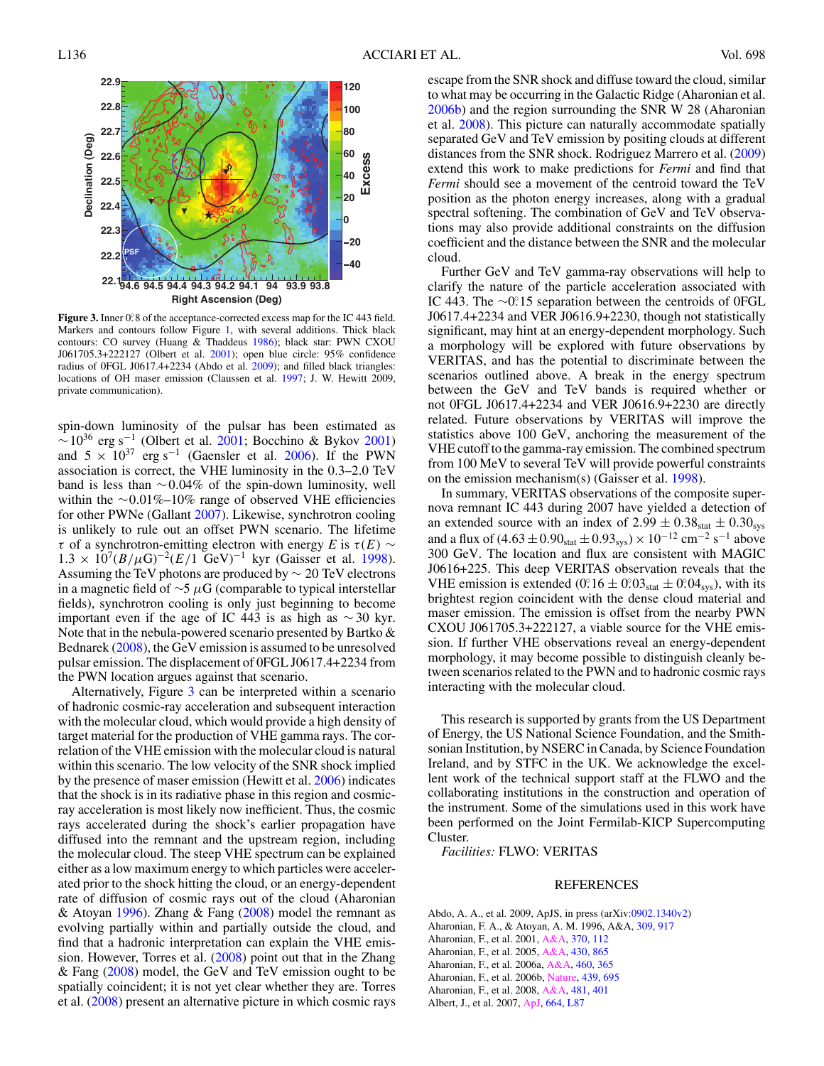Figure 3. Inner 0°.8 of the acceptance-corrected excess map for the IC 443 field. Markers and contours follow Figure 1, with several additions. Thick black contours: CO survey (Huang & Thaddeus 1986); black star: PWN CXOU J061705.3+222127 (Olbert et al. 2001); open blue circle: 95% confidence radius of 0FGL J0617.4+2234 (Abdo et al. 2009); and filled black triangles: locations of OH maser emission (Claussen et al. 1997; J. W. Hewitt 2009, private communication).

spin-down luminosity of the pulsar has been estimated as $\sim 10^{36}$ erg s$^{-1}$ (Olbert et al. 2001; Bocchino & Bykov 2001) and $5 \times 10^{37}$ erg s$^{-1}$ (Gaensler et al. 2006). If the PWN association is correct, the VHE luminosity in the 0.3–2.0 TeV band is less than $\sim$0.04% of the spin-down luminosity, well within the $\sim$0.01%–10% range of observed VHE efficiencies for other PWNe (Gallant 2007). Likewise, synchrotron cooling is unlikely to rule out an offset PWN scenario. The lifetime $\tau$ of a synchrotron-emitting electron with energy $E$ is $\tau(E) \sim 1.3 \times 10^7 (B/\mu\mathrm{G})^{-2} (E/1\ \mathrm{GeV})^{-1}$ kyr (Gaisser et al. 1998). Assuming the TeV photons are produced by $\sim$ 20 TeV electrons in a magnetic field of $\sim$5 $\mu$G (comparable to typical interstellar fields), synchrotron cooling is only just beginning to become important even if the age of IC 443 is as high as $\sim$ 30 kyr. Note that in the nebula-powered scenario presented by Bartko & Bednarek (2008), the GeV emission is assumed to be unresolved pulsar emission. The displacement of 0FGL J0617.4+2234 from the PWN location argues against that scenario.

Alternatively, Figure 3 can be interpreted within a scenario of hadronic cosmic-ray acceleration and subsequent interaction with the molecular cloud, which would provide a high density of target material for the production of VHE gamma rays. The correlation of the VHE emission with the molecular cloud is natural within this scenario. The low velocity of the SNR shock implied by the presence of maser emission (Hewitt et al. 2006) indicates that the shock is in its radiative phase in this region and cosmic-ray acceleration is most likely now inefficient. Thus, the cosmic rays accelerated during the shock's earlier propagation have diffused into the remnant and the upstream region, including the molecular cloud. The steep VHE spectrum can be explained either as a low maximum energy to which particles were accelerated prior to the shock hitting the cloud, or an energy-dependent rate of diffusion of cosmic rays out of the cloud (Aharonian & Atoyan 1996). Zhang & Fang (2008) model the remnant as evolving partially within and partially outside the cloud, and find that a hadronic interpretation can explain the VHE emission. However, Torres et al. (2008) point out that in the Zhang & Fang (2008) model, the GeV and TeV emission ought to be spatially coincident; it is not yet clear whether they are. Torres et al. (2008) present an alternative picture in which cosmic rays escape from the SNR shock and diffuse toward the cloud, similar to what may be occurring in the Galactic Ridge (Aharonian et al. 2006b) and the region surrounding the SNR W 28 (Aharonian et al. 2008). This picture can naturally accommodate spatially separated GeV and TeV emission by positing clouds at different distances from the SNR shock. Rodriguez Marrero et al. (2009) extend this work to make predictions for *Fermi* and find that *Fermi* should see a movement of the centroid toward the TeV position as the photon energy increases, along with a gradual spectral softening. The combination of GeV and TeV observations may also provide additional constraints on the diffusion coefficient and the distance between the SNR and the molecular cloud.

Further GeV and TeV gamma-ray observations will help to clarify the nature of the particle acceleration associated with IC 443. The $\sim$0°.15 separation between the centroids of 0FGL J0617.4+2234 and VER J0616.9+2230, though not statistically significant, may hint at an energy-dependent morphology. Such a morphology will be explored with future observations by VERITAS, and has the potential to discriminate between the scenarios outlined above. A break in the energy spectrum between the GeV and TeV bands is required whether or not 0FGL J0617.4+2234 and VER J0616.9+2230 are directly related. Future observations by VERITAS will improve the statistics above 100 GeV, anchoring the measurement of the VHE cutoff to the gamma-ray emission. The combined spectrum from 100 MeV to several TeV will provide powerful constraints on the emission mechanism(s) (Gaisser et al. 1998).

In summary, VERITAS observations of the composite supernova remnant IC 443 during 2007 have yielded a detection of an extended source with an index of $2.99 \pm 0.38_{\mathrm{stat}} \pm 0.30_{\mathrm{sys}}$ and a flux of $(4.63 \pm 0.90_{\mathrm{stat}} \pm 0.93_{\mathrm{sys}}) \times 10^{-12}$ cm$^{-2}$ s$^{-1}$ above 300 GeV. The location and flux are consistent with MAGIC J0616+225. This deep VERITAS observation reveals that the VHE emission is extended (0°.16 $\pm$ 0°.03$_{\mathrm{stat}}$ $\pm$ 0°.04$_{\mathrm{sys}}$), with its brightest region coincident with the dense cloud material and maser emission. The emission is offset from the nearby PWN CXOU J061705.3+222127, a viable source for the VHE emission. If further VHE observations reveal an energy-dependent morphology, it may become possible to distinguish cleanly between scenarios related to the PWN and to hadronic cosmic rays interacting with the molecular cloud.

This research is supported by grants from the US Department of Energy, the US National Science Foundation, and the Smithsonian Institution, by NSERC in Canada, by Science Foundation Ireland, and by STFC in the UK. We acknowledge the excellent work of the technical support staff at the FLWO and the collaborating institutions in the construction and operation of the instrument. Some of the simulations used in this work have been performed on the Joint Fermilab-KICP Supercomputing Cluster.

*Facilities:* FLWO: VERITAS

## REFERENCES

Abdo, A. A., et al. 2009, ApJS, in press (arXiv:0902.1340v2)
Aharonian, F. A., & Atoyan, A. M. 1996, A&A, 309, 917
Aharonian, F., et al. 2001, A&A, 370, 112
Aharonian, F., et al. 2005, A&A, 430, 865
Aharonian, F., et al. 2006a, A&A, 460, 365
Aharonian, F., et al. 2006b, Nature, 439, 695
Aharonian, F., et al. 2008, A&A, 481, 401
Albert, J., et al. 2007, ApJ, 664, L87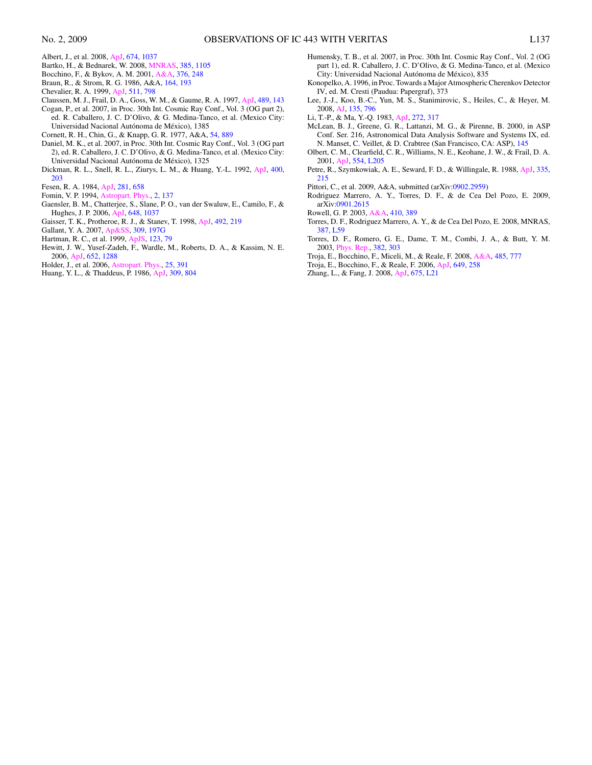Albert, J., et al. 2008, ApJ, 674, 1037

Bartko, H., & Bednarek, W. 2008, MNRAS, 385, 1105

Bocchino, F., & Bykov, A. M. 2001, A&A, 376, 248

Braun, R., & Strom, R. G. 1986, A&A, 164, 193

Chevalier, R. A. 1999, ApJ, 511, 798

Claussen, M. J., Frail, D. A., Goss, W. M., & Gaume, R. A. 1997, ApJ, 489, 143

Cogan, P., et al. 2007, in Proc. 30th Int. Cosmic Ray Conf., Vol. 3 (OG part 2), ed. R. Caballero, J. C. D'Olivo, & G. Medina-Tanco, et al. (Mexico City: Universidad Nacional Autónoma de México), 1385

Cornett, R. H., Chin, G., & Knapp, G. R. 1977, A&A, 54, 889

Daniel, M. K., et al. 2007, in Proc. 30th Int. Cosmic Ray Conf., Vol. 3 (OG part 2), ed. R. Caballero, J. C. D'Olivo, & G. Medina-Tanco, et al. (Mexico City: Universidad Nacional Autónoma de México), 1325

Dickman, R. L., Snell, R. L., Ziurys, L. M., & Huang, Y.-L. 1992, ApJ, 400, 203

Fesen, R. A. 1984, ApJ, 281, 658

Fomin, V. P. 1994, Astropart. Phys., 2, 137

Gaensler, B. M., Chatterjee, S., Slane, P. O., van der Swaluw, E., Camilo, F., & Hughes, J. P. 2006, ApJ, 648, 1037

Gaisser, T. K., Protheroe, R. J., & Stanev, T. 1998, ApJ, 492, 219

Gallant, Y. A. 2007, Ap&SS, 309, 197G

Hartman, R. C., et al. 1999, ApJS, 123, 79

Hewitt, J. W., Yusef-Zadeh, F., Wardle, M., Roberts, D. A., & Kassim, N. E. 2006, ApJ, 652, 1288

Holder, J., et al. 2006, Astropart. Phys., 25, 391

Huang, Y. L., & Thaddeus, P. 1986, ApJ, 309, 804

Humensky, T. B., et al. 2007, in Proc. 30th Int. Cosmic Ray Conf., Vol. 2 (OG part 1), ed. R. Caballero, J. C. D'Olivo, & G. Medina-Tanco, et al. (Mexico City: Universidad Nacional Autónoma de México), 835

Konopelko, A. 1996, in Proc. Towards a Major Atmospheric Cherenkov Detector IV, ed. M. Cresti (Paudua: Papergraf), 373

Lee, J.-J., Koo, B.-C., Yun, M. S., Stanimirovic, S., Heiles, C., & Heyer, M. 2008, AJ, 135, 796

Li, T.-P., & Ma, Y.-Q. 1983, ApJ, 272, 317

McLean, B. J., Greene, G. R., Lattanzi, M. G., & Pirenne, B. 2000, in ASP Conf. Ser. 216, Astronomical Data Analysis Software and Systems IX, ed. N. Manset, C. Veillet, & D. Crabtree (San Francisco, CA: ASP), 145

Olbert, C. M., Clearfield, C. R., Williams, N. E., Keohane, J. W., & Frail, D. A. 2001, ApJ, 554, L205

Petre, R., Szymkowiak, A. E., Seward, F. D., & Willingale, R. 1988, ApJ, 335, 215

Pittori, C., et al. 2009, A&A, submitted (arXiv:0902.2959)

Rodriguez Marrero, A. Y., Torres, D. F., & de Cea Del Pozo, E. 2009, arXiv:0901.2615

Rowell, G. P. 2003, A&A, 410, 389

Torres, D. F., Rodriguez Marrero, A. Y., & de Cea Del Pozo, E. 2008, MNRAS, 387, L59

Torres, D. F., Romero, G. E., Dame, T. M., Combi, J. A., & Butt, Y. M. 2003, Phys. Rep., 382, 303

Troja, E., Bocchino, F., Miceli, M., & Reale, F. 2008, A&A, 485, 777

Troja, E., Bocchino, F., & Reale, F. 2006, ApJ, 649, 258

Zhang, L., & Fang, J. 2008, ApJ, 675, L21